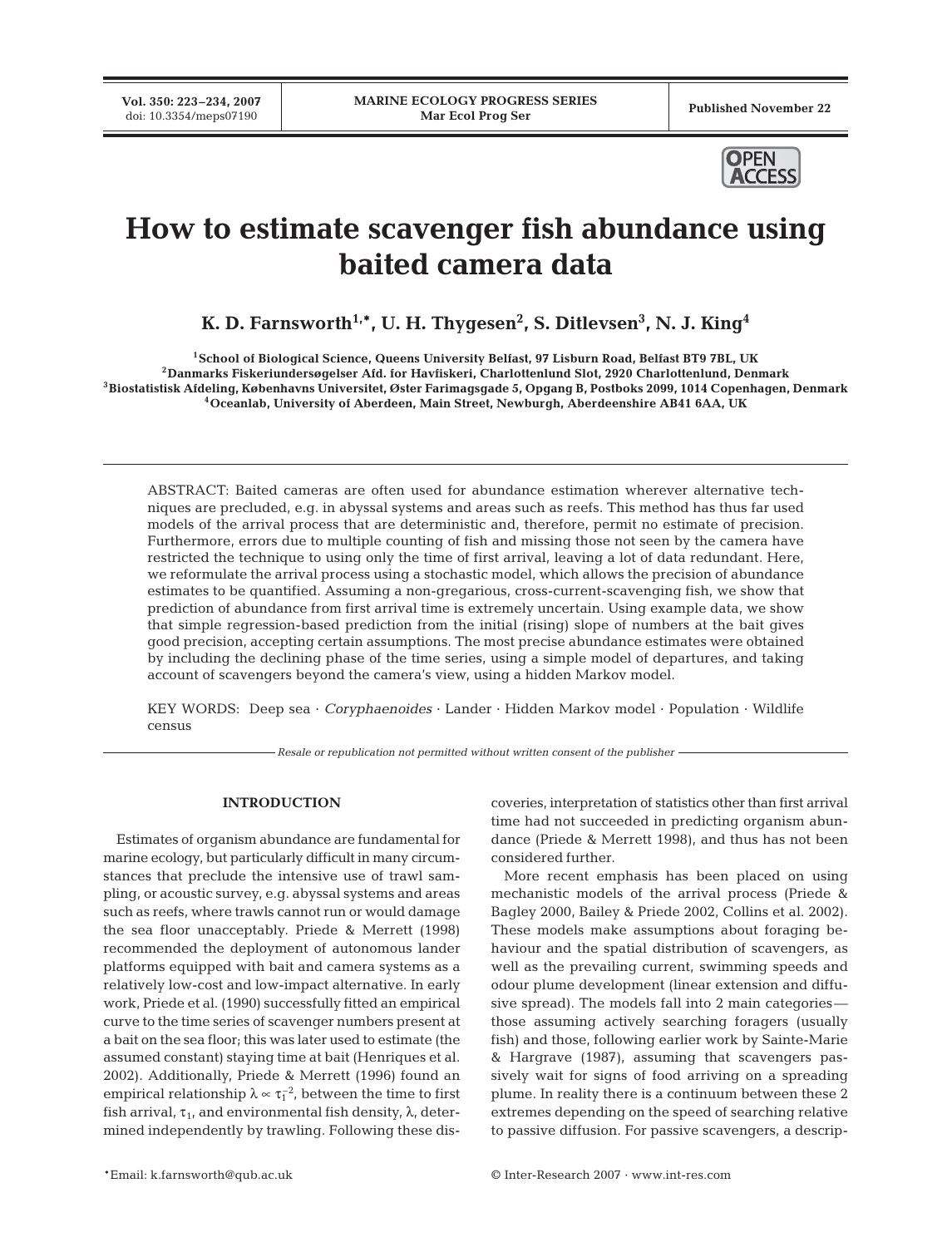# How to estimate scavenger fish abundance using baited camera data

**K. D. Farnsworth[1,*], U. H. Thygesen[2], S. Ditlevsen[3], N. J. King[4]**

[1]School of Biological Science, Queens University Belfast, 97 Lisburn Road, Belfast BT9 7BL, UK
[2]Danmarks Fiskeriundersøgelser Afd. for Havfiskeri, Charlottenlund Slot, 2920 Charlottenlund, Denmark
[3]Biostatistisk Afdeling, Københavns Universitet, Øster Farimagsgade 5, Opgang B, Postboks 2099, 1014 Copenhagen, Denmark
[4]Oceanlab, University of Aberdeen, Main Street, Newburgh, Aberdeenshire AB41 6AA, UK

ABSTRACT: Baited cameras are often used for abundance estimation wherever alternative techniques are precluded, e.g. in abyssal systems and areas such as reefs. This method has thus far used models of the arrival process that are deterministic and, therefore, permit no estimate of precision. Furthermore, errors due to multiple counting of fish and missing those not seen by the camera have restricted the technique to using only the time of first arrival, leaving a lot of data redundant. Here, we reformulate the arrival process using a stochastic model, which allows the precision of abundance estimates to be quantified. Assuming a non-gregarious, cross-current-scavenging fish, we show that prediction of abundance from first arrival time is extremely uncertain. Using example data, we show that simple regression-based prediction from the initial (rising) slope of numbers at the bait gives good precision, accepting certain assumptions. The most precise abundance estimates were obtained by including the declining phase of the time series, using a simple model of departures, and taking account of scavengers beyond the camera's view, using a hidden Markov model.

KEY WORDS: Deep sea · *Coryphaenoides* · Lander · Hidden Markov model · Population · Wildlife census

*Resale or republication not permitted without written consent of the publisher*

## INTRODUCTION

Estimates of organism abundance are fundamental for marine ecology, but particularly difficult in many circumstances that preclude the intensive use of trawl sampling, or acoustic survey, e.g. abyssal systems and areas such as reefs, where trawls cannot run or would damage the sea floor unacceptably. Priede & Merrett (1998) recommended the deployment of autonomous lander platforms equipped with bait and camera systems as a relatively low-cost and low-impact alternative. In early work, Priede et al. (1990) successfully fitted an empirical curve to the time series of scavenger numbers present at a bait on the sea floor; this was later used to estimate (the assumed constant) staying time at bait (Henriques et al. 2002). Additionally, Priede & Merrett (1996) found an empirical relationship $\lambda \propto \tau_1^{-2}$, between the time to first fish arrival, $\tau_1$, and environmental fish density, $\lambda$, determined independently by trawling. Following these discoveries, interpretation of statistics other than first arrival time had not succeeded in predicting organism abundance (Priede & Merrett 1998), and thus has not been considered further.

More recent emphasis has been placed on using mechanistic models of the arrival process (Priede & Bagley 2000, Bailey & Priede 2002, Collins et al. 2002). These models make assumptions about foraging behaviour and the spatial distribution of scavengers, as well as the prevailing current, swimming speeds and odour plume development (linear extension and diffusive spread). The models fall into 2 main categories—those assuming actively searching foragers (usually fish) and those, following earlier work by Sainte-Marie & Hargrave (1987), assuming that scavengers passively wait for signs of food arriving on a spreading plume. In reality there is a continuum between these 2 extremes depending on the speed of searching relative to passive diffusion. For passive scavengers, a descrip-

*Email: k.farnsworth@qub.ac.uk

© Inter-Research 2007 · www.int-res.com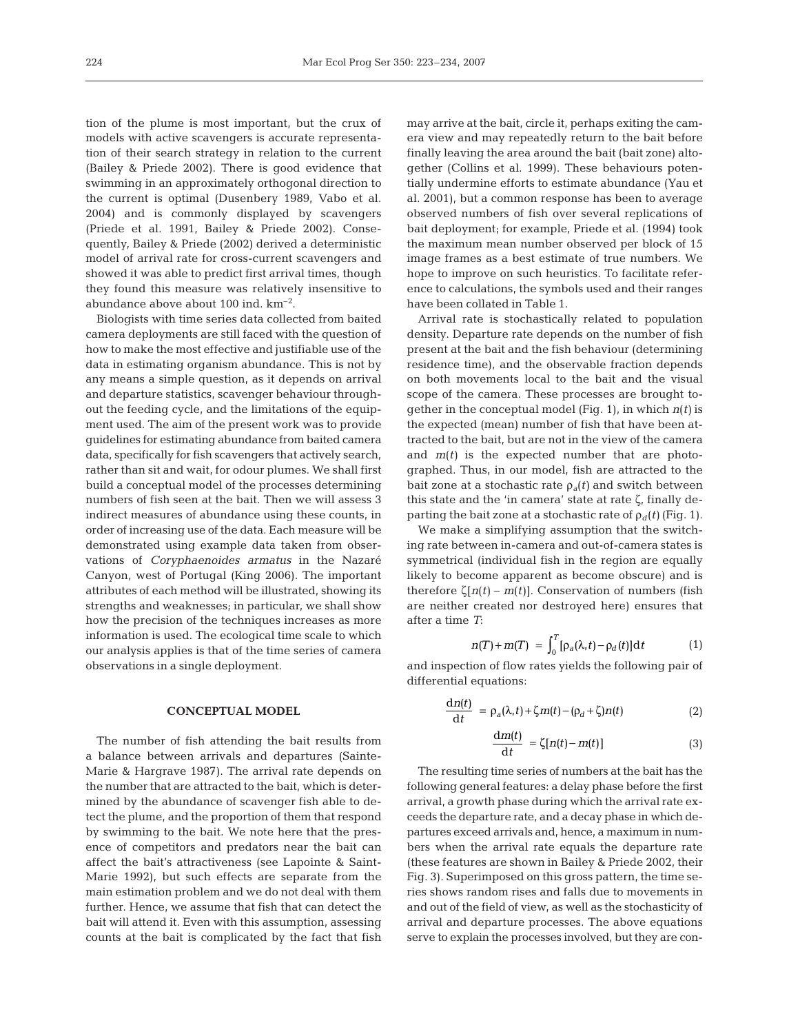tion of the plume is most important, but the crux of models with active scavengers is accurate representation of their search strategy in relation to the current (Bailey & Priede 2002). There is good evidence that swimming in an approximately orthogonal direction to the current is optimal (Dusenbery 1989, Vabo et al. 2004) and is commonly displayed by scavengers (Priede et al. 1991, Bailey & Priede 2002). Consequently, Bailey & Priede (2002) derived a deterministic model of arrival rate for cross-current scavengers and showed it was able to predict first arrival times, though they found this measure was relatively insensitive to abundance above about 100 ind. $\text{km}^{-2}$.

Biologists with time series data collected from baited camera deployments are still faced with the question of how to make the most effective and justifiable use of the data in estimating organism abundance. This is not by any means a simple question, as it depends on arrival and departure statistics, scavenger behaviour throughout the feeding cycle, and the limitations of the equipment used. The aim of the present work was to provide guidelines for estimating abundance from baited camera data, specifically for fish scavengers that actively search, rather than sit and wait, for odour plumes. We shall first build a conceptual model of the processes determining numbers of fish seen at the bait. Then we will assess 3 indirect measures of abundance using these counts, in order of increasing use of the data. Each measure will be demonstrated using example data taken from observations of *Coryphaenoides armatus* in the Nazaré Canyon, west of Portugal (King 2006). The important attributes of each method will be illustrated, showing its strengths and weaknesses; in particular, we shall show how the precision of the techniques increases as more information is used. The ecological time scale to which our analysis applies is that of the time series of camera observations in a single deployment.

## CONCEPTUAL MODEL

The number of fish attending the bait results from a balance between arrivals and departures (Sainte-Marie & Hargrave 1987). The arrival rate depends on the number that are attracted to the bait, which is determined by the abundance of scavenger fish able to detect the plume, and the proportion of them that respond by swimming to the bait. We note here that the presence of competitors and predators near the bait can affect the bait's attractiveness (see Lapointe & Saint-Marie 1992), but such effects are separate from the main estimation problem and we do not deal with them further. Hence, we assume that fish that can detect the bait will attend it. Even with this assumption, assessing counts at the bait is complicated by the fact that fish may arrive at the bait, circle it, perhaps exiting the camera view and may repeatedly return to the bait before finally leaving the area around the bait (bait zone) altogether (Collins et al. 1999). These behaviours potentially undermine efforts to estimate abundance (Yau et al. 2001), but a common response has been to average observed numbers of fish over several replications of bait deployment; for example, Priede et al. (1994) took the maximum mean number observed per block of 15 image frames as a best estimate of true numbers. We hope to improve on such heuristics. To facilitate reference to calculations, the symbols used and their ranges have been collated in Table 1.

Arrival rate is stochastically related to population density. Departure rate depends on the number of fish present at the bait and the fish behaviour (determining residence time), and the observable fraction depends on both movements local to the bait and the visual scope of the camera. These processes are brought together in the conceptual model (Fig. 1), in which $n(t)$ is the expected (mean) number of fish that have been attracted to the bait, but are not in the view of the camera and $m(t)$ is the expected number that are photographed. Thus, in our model, fish are attracted to the bait zone at a stochastic rate $\rho_a(t)$ and switch between this state and the 'in camera' state at rate $\zeta$, finally departing the bait zone at a stochastic rate of $\rho_d(t)$ (Fig. 1).

We make a simplifying assumption that the switching rate between in-camera and out-of-camera states is symmetrical (individual fish in the region are equally likely to become apparent as become obscure) and is therefore $\zeta[n(t) - m(t)]$. Conservation of numbers (fish are neither created nor destroyed here) ensures that after a time $T$:

$$n(T) + m(T) = \int_0^T [\rho_a(\lambda, t) - \rho_d(t)]\text{d}t \qquad (1)$$

and inspection of flow rates yields the following pair of differential equations:

$$\frac{\text{d}n(t)}{\text{d}t} = \rho_a(\lambda, t) + \zeta m(t) - (\rho_d + \zeta)n(t) \qquad (2)$$

$$\frac{\text{d}m(t)}{\text{d}t} = \zeta[n(t) - m(t)] \qquad (3)$$

The resulting time series of numbers at the bait has the following general features: a delay phase before the first arrival, a growth phase during which the arrival rate exceeds the departure rate, and a decay phase in which departures exceed arrivals and, hence, a maximum in numbers when the arrival rate equals the departure rate (these features are shown in Bailey & Priede 2002, their Fig. 3). Superimposed on this gross pattern, the time series shows random rises and falls due to movements in and out of the field of view, as well as the stochasticity of arrival and departure processes. The above equations serve to explain the processes involved, but they are con-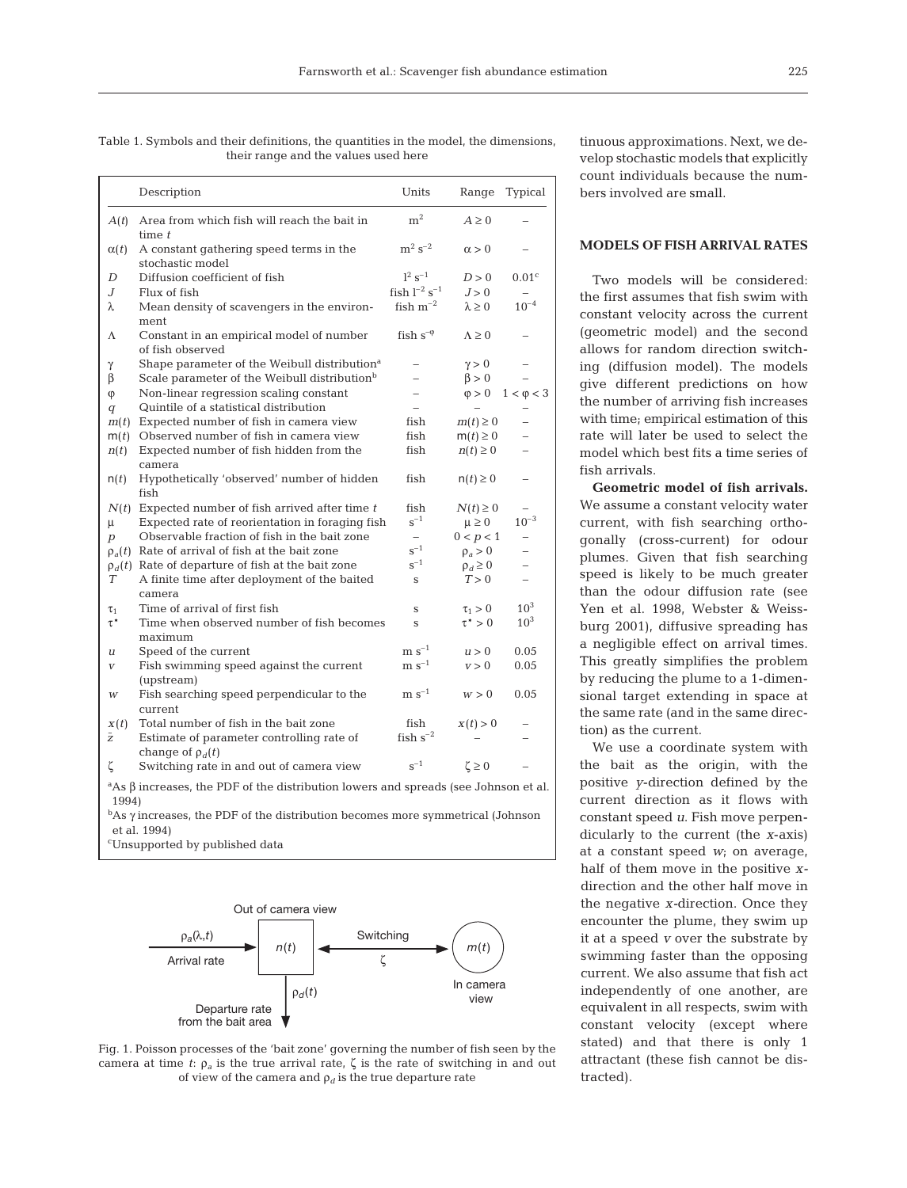Table 1. Symbols and their definitions, the quantities in the model, the dimensions, their range and the values used here

| | Description | Units | Range | Typical |
|---|---|---|---|---|
| $A(t)$ | Area from which fish will reach the bait in time $t$ | $m^2$ | $A \geq 0$ | – |
| $\alpha(t)$ | A constant gathering speed terms in the stochastic model | $m^2\ s^{-2}$ | $\alpha > 0$ | – |
| $D$ | Diffusion coefficient of fish | $l^2\ s^{-1}$ | $D > 0$ | 0.01[c] |
| $J$ | Flux of fish | fish $l^{-2}\ s^{-1}$ | $J > 0$ | – |
| $\lambda$ | Mean density of scavengers in the environment | fish $m^{-2}$ | $\lambda \geq 0$ | $10^{-4}$ |
| $\Lambda$ | Constant in an empirical model of number of fish observed | fish $s^{-\varphi}$ | $\Lambda \geq 0$ | – |
| $\gamma$ | Shape parameter of the Weibull distribution[a] | – | $\gamma > 0$ | – |
| $\beta$ | Scale parameter of the Weibull distribution[b] | – | $\beta > 0$ | – |
| $\varphi$ | Non-linear regression scaling constant | – | $\varphi > 0$ | $1 < \varphi < 3$ |
| $q$ | Quintile of a statistical distribution | – | – | – |
| $m(t)$ | Expected number of fish in camera view | fish | $m(t) \geq 0$ | – |
| $\mathsf{m}(t)$ | Observed number of fish in camera view | fish | $\mathsf{m}(t) \geq 0$ | – |
| $n(t)$ | Expected number of fish hidden from the camera | fish | $n(t) \geq 0$ | – |
| $\mathsf{n}(t)$ | Hypothetically 'observed' number of hidden fish | fish | $\mathsf{n}(t) \geq 0$ | – |
| $N(t)$ | Expected number of fish arrived after time $t$ | fish | $N(t) \geq 0$ | – |
| $\mu$ | Expected rate of reorientation in foraging fish | $s^{-1}$ | $\mu \geq 0$ | $10^{-3}$ |
| $p$ | Observable fraction of fish in the bait zone | – | $0 < p < 1$ | – |
| $\rho_a(t)$ | Rate of arrival of fish at the bait zone | $s^{-1}$ | $\rho_a > 0$ | – |
| $\rho_d(t)$ | Rate of departure of fish at the bait zone | $s^{-1}$ | $\rho_d \geq 0$ | – |
| $T$ | A finite time after deployment of the baited camera | s | $T > 0$ | – |
| $\tau_1$ | Time of arrival of first fish | s | $\tau_1 > 0$ | $10^3$ |
| $\tau^*$ | Time when observed number of fish becomes maximum | s | $\tau^* > 0$ | $10^3$ |
| $u$ | Speed of the current | $m\ s^{-1}$ | $u > 0$ | 0.05 |
| $v$ | Fish swimming speed against the current (upstream) | $m\ s^{-1}$ | $v > 0$ | 0.05 |
| $w$ | Fish searching speed perpendicular to the current | $m\ s^{-1}$ | $w > 0$ | 0.05 |
| $x(t)$ | Total number of fish in the bait zone | fish | $x(t) > 0$ | – |
| $\tilde{z}$ | Estimate of parameter controlling rate of change of $\rho_d(t)$ | fish $s^{-2}$ | – | – |
| $\zeta$ | Switching rate in and out of camera view | $s^{-1}$ | $\zeta \geq 0$ | – |

[a]As $\beta$ increases, the PDF of the distribution lowers and spreads (see Johnson et al. 1994)

[b]As $\gamma$ increases, the PDF of the distribution becomes more symmetrical (Johnson et al. 1994)

[c]Unsupported by published data

Out of camera view

$\rho_a(\lambda,t)$

Arrival rate

$n(t)$

Switching

$\zeta$

$m(t)$

In camera view

$\rho_d(t)$

Departure rate from the bait area

Fig. 1. Poisson processes of the 'bait zone' governing the number of fish seen by the camera at time $t$: $\rho_a$ is the true arrival rate, $\zeta$ is the rate of switching in and out of view of the camera and $\rho_d$ is the true departure rate

tinuous approximations. Next, we develop stochastic models that explicitly count individuals because the numbers involved are small.

## MODELS OF FISH ARRIVAL RATES

Two models will be considered: the first assumes that fish swim with constant velocity across the current (geometric model) and the second allows for random direction switching (diffusion model). The models give different predictions on how the number of arriving fish increases with time; empirical estimation of this rate will later be used to select the model which best fits a time series of fish arrivals.

**Geometric model of fish arrivals.** We assume a constant velocity water current, with fish searching orthogonally (cross-current) for odour plumes. Given that fish searching speed is likely to be much greater than the odour diffusion rate (see Yen et al. 1998, Webster & Weissburg 2001), diffusive spreading has a negligible effect on arrival times. This greatly simplifies the problem by reducing the plume to a 1-dimensional target extending in space at the same rate (and in the same direction) as the current.

We use a coordinate system with the bait as the origin, with the positive $y$-direction defined by the current direction as it flows with constant speed $u$. Fish move perpendicularly to the current (the $x$-axis) at a constant speed $w$; on average, half of them move in the positive $x$-direction and the other half move in the negative $x$-direction. Once they encounter the plume, they swim up it at a speed $v$ over the substrate by swimming faster than the opposing current. We also assume that fish act independently of one another, are equivalent in all respects, swim with constant velocity (except where stated) and that there is only 1 attractant (these fish cannot be distracted).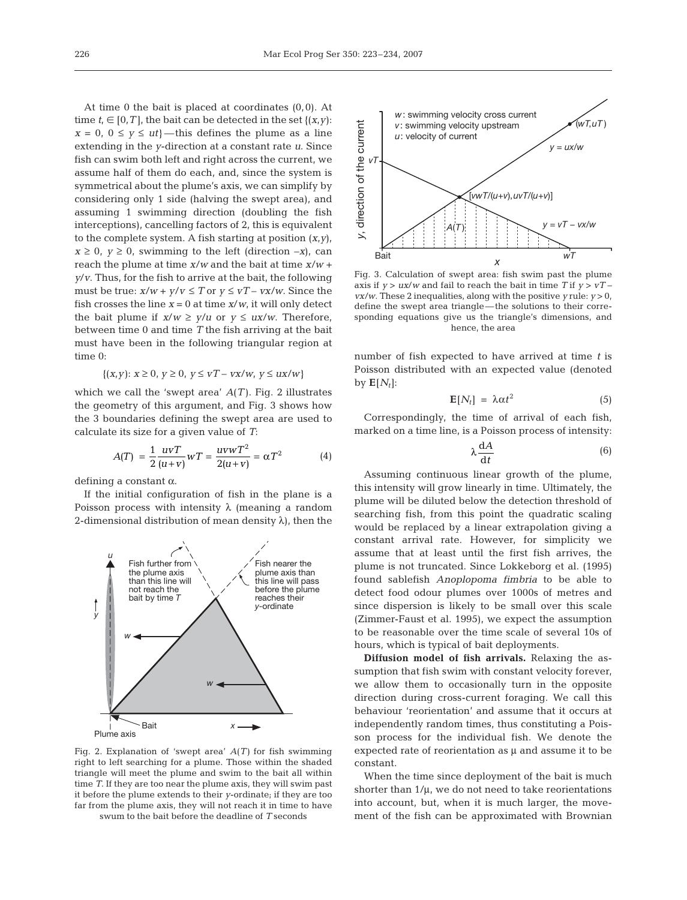At time 0 the bait is placed at coordinates (0,0). At time $t$, $\in [0,T]$, the bait can be detected in the set $\{(x,y): x = 0,\ 0 \leq y \leq ut\}$ — this defines the plume as a line extending in the $y$-direction at a constant rate $u$. Since fish can swim both left and right across the current, we assume half of them do each, and, since the system is symmetrical about the plume's axis, we can simplify by considering only 1 side (halving the swept area), and assuming 1 swimming direction (doubling the fish interceptions), cancelling factors of 2, this is equivalent to the complete system. A fish starting at position $(x,y)$, $x \geq 0$, $y \geq 0$, swimming to the left (direction $-x$), can reach the plume at time $x/w$ and the bait at time $x/w + y/v$. Thus, for the fish to arrive at the bait, the following must be true: $x/w + y/v \leq T$ or $y \leq vT - vx/w$. Since the fish crosses the line $x = 0$ at time $x/w$, it will only detect the bait plume if $x/w \geq y/u$ or $y \leq ux/w$. Therefore, between time 0 and time $T$ the fish arriving at the bait must have been in the following triangular region at time 0:

$$\{(x,y): x \geq 0,\ y \geq 0,\ y \leq vT - vx/w,\ y \leq ux/w\}$$

which we call the 'swept area' $A(T)$. Fig. 2 illustrates the geometry of this argument, and Fig. 3 shows how the 3 boundaries defining the swept area are used to calculate its size for a given value of $T$:

$$A(T) = \frac{1}{2}\frac{uvT}{(u+v)}wT = \frac{uvwT^2}{2(u+v)} = \alpha T^2 \tag{4}$$

defining a constant $\alpha$.

If the initial configuration of fish in the plane is a Poisson process with intensity $\lambda$ (meaning a random 2-dimensional distribution of mean density $\lambda$), then the number of fish expected to have arrived at time $t$ is Poisson distributed with an expected value (denoted by $\mathbf{E}[N_t]$:

$$\mathbf{E}[N_t] = \lambda\alpha t^2 \tag{5}$$

Correspondingly, the time of arrival of each fish, marked on a time line, is a Poisson process of intensity:

$$\lambda\frac{\mathrm{d}A}{\mathrm{d}t} \tag{6}$$

Assuming continuous linear growth of the plume, this intensity will grow linearly in time. Ultimately, the plume will be diluted below the detection threshold of searching fish, from this point the quadratic scaling would be replaced by a linear extrapolation giving a constant arrival rate. However, for simplicity we assume that at least until the first fish arrives, the plume is not truncated. Since Lokkeborg et al. (1995) found sablefish *Anoplopoma fimbria* to be able to detect food odour plumes over 1000s of metres and since dispersion is likely to be small over this scale (Zimmer-Faust et al. 1995), we expect the assumption to be reasonable over the time scale of several 10s of hours, which is typical of bait deployments.

u
y
w
w
Fish further from the plume axis than this line will not reach the bait by time T
Fish nearer the plume axis than this line will pass before the plume reaches their y-ordinate
Bait
x
Plume axis

Fig. 2. Explanation of 'swept area' $A(T)$ for fish swimming right to left searching for a plume. Those within the shaded triangle will meet the plume and swim to the bait all within time $T$. If they are too near the plume axis, they will swim past it before the plume extends to their $y$-ordinate; if they are too far from the plume axis, they will not reach it in time to have swum to the bait before the deadline of $T$ seconds

w: swimming velocity cross current
v: swimming velocity upstream
u: velocity of current
(wT,uT)
y = ux/w
vT
[vwT/(u+v),uvT/(u+v)]
A(T)
y = vT − vx/w
y, direction of the current
Bait
wT
x

Fig. 3. Calculation of swept area: fish swim past the plume axis if $y > ux/w$ and fail to reach the bait in time $T$ if $y > vT - vx/w$. These 2 inequalities, along with the positive $y$ rule: $y > 0$, define the swept area triangle — the solutions to their corresponding equations give us the triangle's dimensions, and hence, the area

**Diffusion model of fish arrivals.** Relaxing the assumption that fish swim with constant velocity forever, we allow them to occasionally turn in the opposite direction during cross-current foraging. We call this behaviour 'reorientation' and assume that it occurs at independently random times, thus constituting a Poisson process for the individual fish. We denote the expected rate of reorientation as $\mu$ and assume it to be constant.

When the time since deployment of the bait is much shorter than $1/\mu$, we do not need to take reorientations into account, but, when it is much larger, the movement of the fish can be approximated with Brownian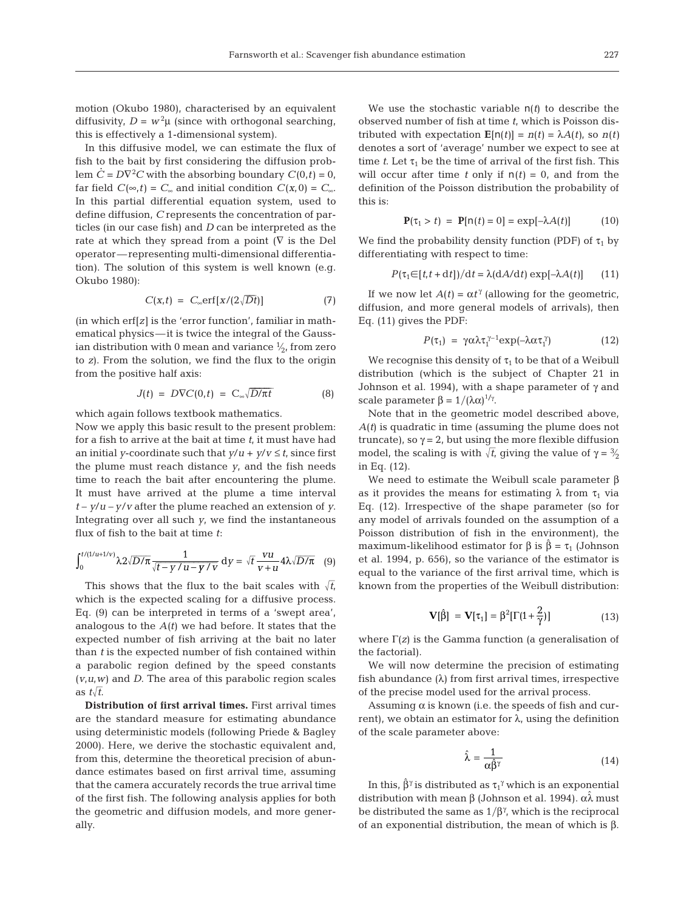motion (Okubo 1980), characterised by an equivalent diffusivity, $D = w^2\mu$ (since with orthogonal searching, this is effectively a 1-dimensional system).

In this diffusive model, we can estimate the flux of fish to the bait by first considering the diffusion problem $\dot{C} = D\nabla^2 C$ with the absorbing boundary $C(0,t) = 0$, far field $C(\infty,t) = C_\infty$ and initial condition $C(x,0) = C_\infty$. In this partial differential equation system, used to define diffusion, $C$ represents the concentration of particles (in our case fish) and $D$ can be interpreted as the rate at which they spread from a point ($\nabla$ is the Del operator—representing multi-dimensional differentiation). The solution of this system is well known (e.g. Okubo 1980):

$$C(x,t) = C_\infty \text{erf}[x/(2\sqrt{Dt})] \tag{7}$$

(in which erf[$z$] is the 'error function', familiar in mathematical physics—it is twice the integral of the Gaussian distribution with 0 mean and variance $\frac{1}{2}$, from zero to $z$). From the solution, we find the flux to the origin from the positive half axis:

$$J(t) = D\nabla C(0,t) = C_\infty\sqrt{D/\pi t} \tag{8}$$

which again follows textbook mathematics.

Now we apply this basic result to the present problem: for a fish to arrive at the bait at time $t$, it must have had an initial $y$-coordinate such that $y/u + y/v \leq t$, since first the plume must reach distance $y$, and the fish needs time to reach the bait after encountering the plume. It must have arrived at the plume a time interval $t - y/u - y/v$ after the plume reached an extension of $y$. Integrating over all such $y$, we find the instantaneous flux of fish to the bait at time $t$:

$$\int_0^{t/(1/u+1/v)} \lambda 2\sqrt{D/\pi}\frac{1}{\sqrt{t - y/u - y/v}}\,dy = \sqrt{t}\,\frac{vu}{v+u}4\lambda\sqrt{D/\pi} \tag{9}$$

This shows that the flux to the bait scales with $\sqrt{t}$, which is the expected scaling for a diffusive process. Eq. (9) can be interpreted in terms of a 'swept area', analogous to the $A(t)$ we had before. It states that the expected number of fish arriving at the bait no later than $t$ is the expected number of fish contained within a parabolic region defined by the speed constants $(v,u,w)$ and $D$. The area of this parabolic region scales as $t\sqrt{t}$.

**Distribution of first arrival times.** First arrival times are the standard measure for estimating abundance using deterministic models (following Priede & Bagley 2000). Here, we derive the stochastic equivalent and, from this, determine the theoretical precision of abundance estimates based on first arrival time, assuming that the camera accurately records the true arrival time of the first fish. The following analysis applies for both the geometric and diffusion models, and more generally.

We use the stochastic variable $\mathsf{n}(t)$ to describe the observed number of fish at time $t$, which is Poisson distributed with expectation $\mathbf{E}[\mathsf{n}(t)] = n(t) = \lambda A(t)$, so $n(t)$ denotes a sort of 'average' number we expect to see at time $t$. Let $\tau_1$ be the time of arrival of the first fish. This will occur after time $t$ only if $\mathsf{n}(t) = 0$, and from the definition of the Poisson distribution the probability of this is:

$$\mathbf{P}(\tau_1 > t) = \mathbf{P}[\mathsf{n}(t) = 0] = \exp[-\lambda A(t)] \tag{10}$$

We find the probability density function (PDF) of $\tau_1$ by differentiating with respect to time:

$$P(\tau_1 \in [t, t + \text{d}t])/\text{d}t = \lambda(\text{d}A/\text{d}t)\exp[-\lambda A(t)] \tag{11}$$

If we now let $A(t) = \alpha t^\gamma$ (allowing for the geometric, diffusion, and more general models of arrivals), then Eq. (11) gives the PDF:

$$P(\tau_1) = \gamma\alpha\lambda\tau_1^{\gamma-1}\exp(-\lambda\alpha\tau_1^\gamma) \tag{12}$$

We recognise this density of $\tau_1$ to be that of a Weibull distribution (which is the subject of Chapter 21 in Johnson et al. 1994), with a shape parameter of $\gamma$ and scale parameter $\beta = 1/(\lambda\alpha)^{1/\gamma}$.

Note that in the geometric model described above, $A(t)$ is quadratic in time (assuming the plume does not truncate), so $\gamma = 2$, but using the more flexible diffusion model, the scaling is with $\sqrt{t}$, giving the value of $\gamma = \frac{3}{2}$ in Eq. (12).

We need to estimate the Weibull scale parameter $\beta$ as it provides the means for estimating $\lambda$ from $\tau_1$ via Eq. (12). Irrespective of the shape parameter (so for any model of arrivals founded on the assumption of a Poisson distribution of fish in the environment), the maximum-likelihood estimator for $\beta$ is $\hat{\beta} = \tau_1$ (Johnson et al. 1994, p. 656), so the variance of the estimator is equal to the variance of the first arrival time, which is known from the properties of the Weibull distribution:

$$\mathbf{V}[\hat{\beta}] = \mathbf{V}[\tau_1] = \beta^2[\Gamma(1 + \frac{2}{\gamma})] \tag{13}$$

where $\Gamma(z)$ is the Gamma function (a generalisation of the factorial).

We will now determine the precision of estimating fish abundance ($\lambda$) from first arrival times, irrespective of the precise model used for the arrival process.

Assuming $\alpha$ is known (i.e. the speeds of fish and current), we obtain an estimator for $\lambda$, using the definition of the scale parameter above:

$$\hat{\lambda} = \frac{1}{\alpha\hat{\beta}^\gamma} \tag{14}$$

In this, $\hat{\beta}^\gamma$ is distributed as $\tau_1{}^\gamma$ which is an exponential distribution with mean $\beta$ (Johnson et al. 1994). $\alpha\hat{\lambda}$ must be distributed the same as $1/\beta^\gamma$, which is the reciprocal of an exponential distribution, the mean of which is $\beta$.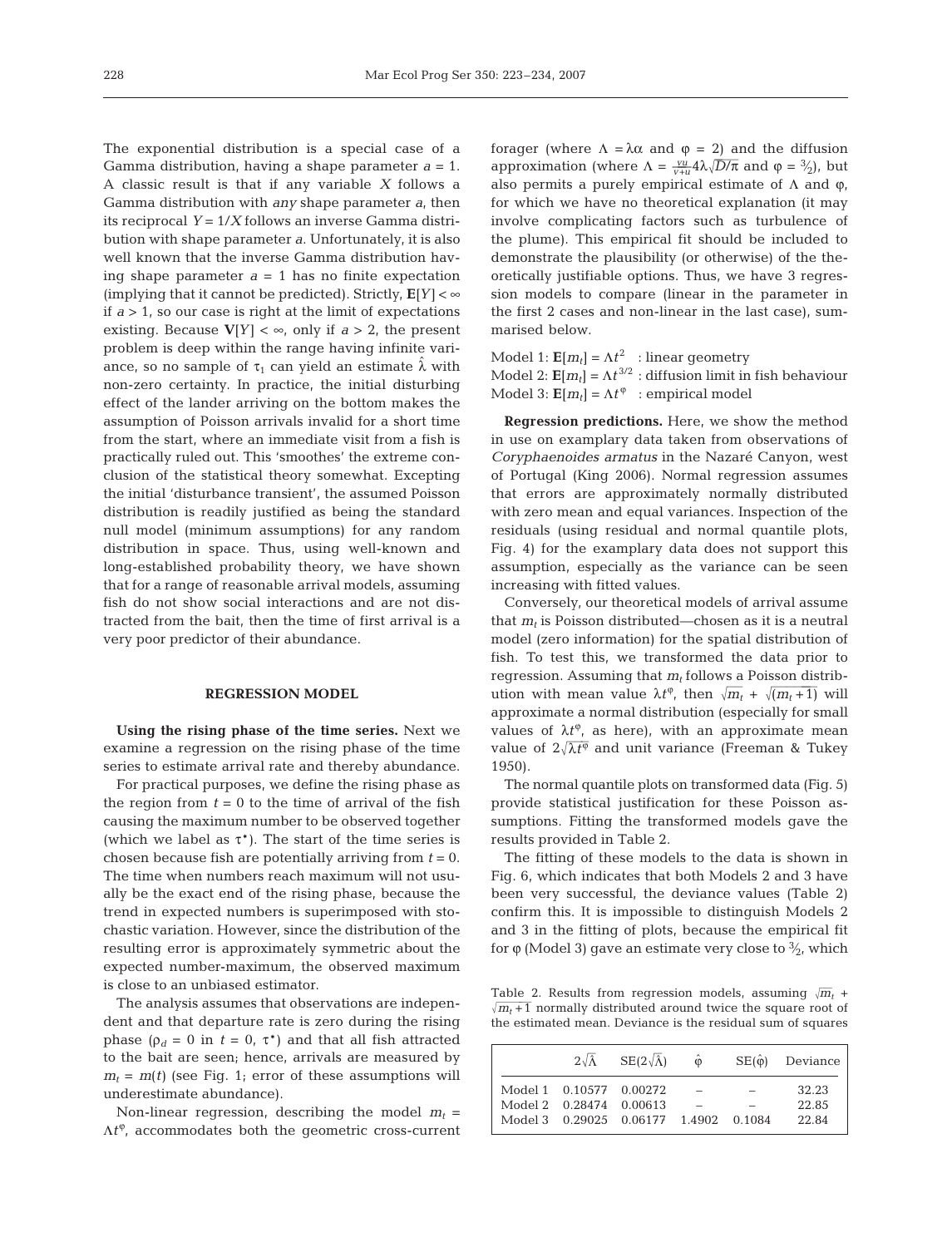The exponential distribution is a special case of a Gamma distribution, having a shape parameter $a = 1$. A classic result is that if any variable $X$ follows a Gamma distribution with *any* shape parameter $a$, then its reciprocal $Y = 1/X$ follows an inverse Gamma distribution with shape parameter $a$. Unfortunately, it is also well known that the inverse Gamma distribution having shape parameter $a = 1$ has no finite expectation (implying that it cannot be predicted). Strictly, $\mathbf{E}[Y] < \infty$ if $a > 1$, so our case is right at the limit of expectations existing. Because $\mathbf{V}[Y] < \infty$, only if $a > 2$, the present problem is deep within the range having infinite variance, so no sample of $\tau_1$ can yield an estimate $\hat{\lambda}$ with non-zero certainty. In practice, the initial disturbing effect of the lander arriving on the bottom makes the assumption of Poisson arrivals invalid for a short time from the start, where an immediate visit from a fish is practically ruled out. This 'smoothes' the extreme conclusion of the statistical theory somewhat. Excepting the initial 'disturbance transient', the assumed Poisson distribution is readily justified as being the standard null model (minimum assumptions) for any random distribution in space. Thus, using well-known and long-established probability theory, we have shown that for a range of reasonable arrival models, assuming fish do not show social interactions and are not distracted from the bait, then the time of first arrival is a very poor predictor of their abundance.

## REGRESSION MODEL

**Using the rising phase of the time series.** Next we examine a regression on the rising phase of the time series to estimate arrival rate and thereby abundance.

For practical purposes, we define the rising phase as the region from $t = 0$ to the time of arrival of the fish causing the maximum number to be observed together (which we label as $\tau^*$). The start of the time series is chosen because fish are potentially arriving from $t = 0$. The time when numbers reach maximum will not usually be the exact end of the rising phase, because the trend in expected numbers is superimposed with stochastic variation. However, since the distribution of the resulting error is approximately symmetric about the expected number-maximum, the observed maximum is close to an unbiased estimator.

The analysis assumes that observations are independent and that departure rate is zero during the rising phase ($\rho_d = 0$ in $t = 0$, $\tau^*$) and that all fish attracted to the bait are seen; hence, arrivals are measured by $m_t = m(t)$ (see Fig. 1; error of these assumptions will underestimate abundance).

Non-linear regression, describing the model $m_t = \Lambda t^{\varphi}$, accommodates both the geometric cross-current forager (where $\Lambda = \lambda\alpha$ and $\varphi = 2$) and the diffusion approximation (where $\Lambda = \frac{vu}{v+u}4\lambda\sqrt{D/\pi}$ and $\varphi = 3/2$), but also permits a purely empirical estimate of $\Lambda$ and $\varphi$, for which we have no theoretical explanation (it may involve complicating factors such as turbulence of the plume). This empirical fit should be included to demonstrate the plausibility (or otherwise) of the theoretically justifiable options. Thus, we have 3 regression models to compare (linear in the parameter in the first 2 cases and non-linear in the last case), summarised below.

Model 1: $\mathbf{E}[m_t] = \Lambda t^2$ : linear geometry
Model 2: $\mathbf{E}[m_t] = \Lambda t^{3/2}$ : diffusion limit in fish behaviour
Model 3: $\mathbf{E}[m_t] = \Lambda t^{\varphi}$ : empirical model

**Regression predictions.** Here, we show the method in use on examplary data taken from observations of *Coryphaenoides armatus* in the Nazaré Canyon, west of Portugal (King 2006). Normal regression assumes that errors are approximately normally distributed with zero mean and equal variances. Inspection of the residuals (using residual and normal quantile plots, Fig. 4) for the examplary data does not support this assumption, especially as the variance can be seen increasing with fitted values.

Conversely, our theoretical models of arrival assume that $m_t$ is Poisson distributed—chosen as it is a neutral model (zero information) for the spatial distribution of fish. To test this, we transformed the data prior to regression. Assuming that $m_t$ follows a Poisson distribution with mean value $\lambda t^{\varphi}$, then $\sqrt{m_t} + \sqrt{(m_t + 1)}$ will approximate a normal distribution (especially for small values of $\lambda t^{\varphi}$, as here), with an approximate mean value of $2\sqrt{\lambda t^{\varphi}}$ and unit variance (Freeman & Tukey 1950).

The normal quantile plots on transformed data (Fig. 5) provide statistical justification for these Poisson assumptions. Fitting the transformed models gave the results provided in Table 2.

The fitting of these models to the data is shown in Fig. 6, which indicates that both Models 2 and 3 have been very successful, the deviance values (Table 2) confirm this. It is impossible to distinguish Models 2 and 3 in the fitting of plots, because the empirical fit for $\varphi$ (Model 3) gave an estimate very close to $3/2$, which

Table 2. Results from regression models, assuming $\sqrt{m_t} + \sqrt{m_t + 1}$ normally distributed around twice the square root of the estimated mean. Deviance is the residual sum of squares

| | $2\sqrt{\hat{\Lambda}}$ | $\mathrm{SE}(2\sqrt{\hat{\Lambda}})$ | $\hat{\varphi}$ | $\mathrm{SE}(\hat{\varphi})$ | Deviance |
|---|---|---|---|---|---|
| Model 1 | 0.10577 | 0.00272 | – | – | 32.23 |
| Model 2 | 0.28474 | 0.00613 | – | – | 22.85 |
| Model 3 | 0.29025 | 0.06177 | 1.4902 | 0.1084 | 22.84 |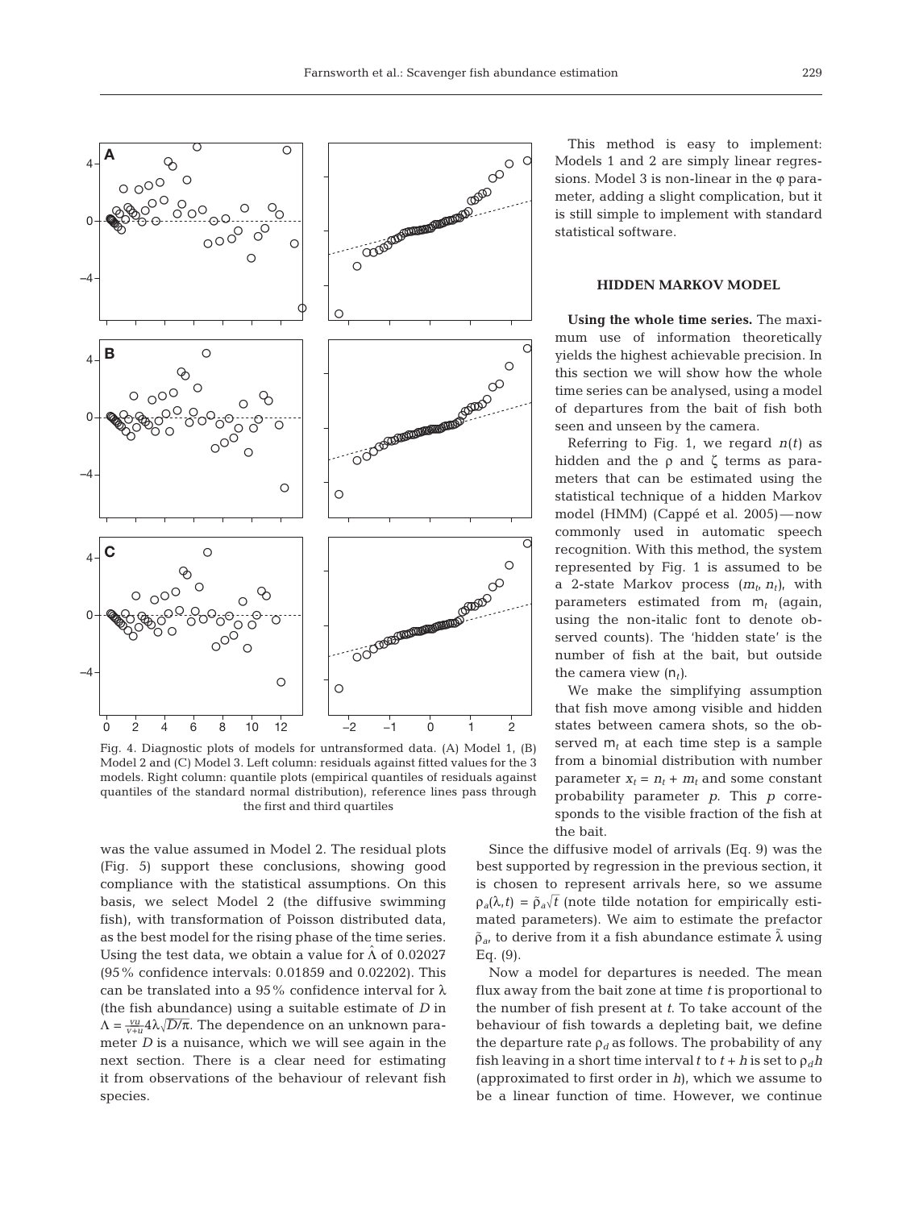A

B

C

4

0

−4

0 2 4 6 8 10 12

−2 −1 0 1 2

Fig. 4. Diagnostic plots of models for untransformed data. (A) Model 1, (B) Model 2 and (C) Model 3. Left column: residuals against fitted values for the 3 models. Right column: quantile plots (empirical quantiles of residuals against quantiles of the standard normal distribution), reference lines pass through the first and third quartiles

was the value assumed in Model 2. The residual plots (Fig. 5) support these conclusions, showing good compliance with the statistical assumptions. On this basis, we select Model 2 (the diffusive swimming fish), with transformation of Poisson distributed data, as the best model for the rising phase of the time series. Using the test data, we obtain a value for $\hat{\Lambda}$ of 0.02027 (95% confidence intervals: 0.01859 and 0.02202). This can be translated into a 95% confidence interval for $\lambda$ (the fish abundance) using a suitable estimate of $D$ in $\Lambda = \frac{vu}{v+u}4\lambda\sqrt{D/\pi}$. The dependence on an unknown parameter $D$ is a nuisance, which we will see again in the next section. There is a clear need for estimating it from observations of the behaviour of relevant fish species.

This method is easy to implement: Models 1 and 2 are simply linear regressions. Model 3 is non-linear in the φ parameter, adding a slight complication, but it is still simple to implement with standard statistical software.

## HIDDEN MARKOV MODEL

**Using the whole time series.** The maximum use of information theoretically yields the highest achievable precision. In this section we will show how the whole time series can be analysed, using a model of departures from the bait of fish both seen and unseen by the camera.

Referring to Fig. 1, we regard $n(t)$ as hidden and the $\rho$ and $\zeta$ terms as parameters that can be estimated using the statistical technique of a hidden Markov model (HMM) (Cappé et al. 2005)—now commonly used in automatic speech recognition. With this method, the system represented by Fig. 1 is assumed to be a 2-state Markov process $(m_t, n_t)$, with parameters estimated from $\mathrm{m}_t$ (again, using the non-italic font to denote observed counts). The 'hidden state' is the number of fish at the bait, but outside the camera view $(\mathrm{n}_t)$.

We make the simplifying assumption that fish move among visible and hidden states between camera shots, so the observed $\mathrm{m}_t$ at each time step is a sample from a binomial distribution with number parameter $x_t = n_t + m_t$ and some constant probability parameter $p$. This $p$ corresponds to the visible fraction of the fish at the bait.

Since the diffusive model of arrivals (Eq. 9) was the best supported by regression in the previous section, it is chosen to represent arrivals here, so we assume $\rho_a(\lambda,t) = \tilde{\rho}_a\sqrt{t}$ (note tilde notation for empirically estimated parameters). We aim to estimate the prefactor $\tilde{\rho}_a$, to derive from it a fish abundance estimate $\tilde{\lambda}$ using Eq. (9).

Now a model for departures is needed. The mean flux away from the bait zone at time $t$ is proportional to the number of fish present at $t$. To take account of the behaviour of fish towards a depleting bait, we define the departure rate $\rho_d$ as follows. The probability of any fish leaving in a short time interval $t$ to $t + h$ is set to $\rho_d h$ (approximated to first order in $h$), which we assume to be a linear function of time. However, we continue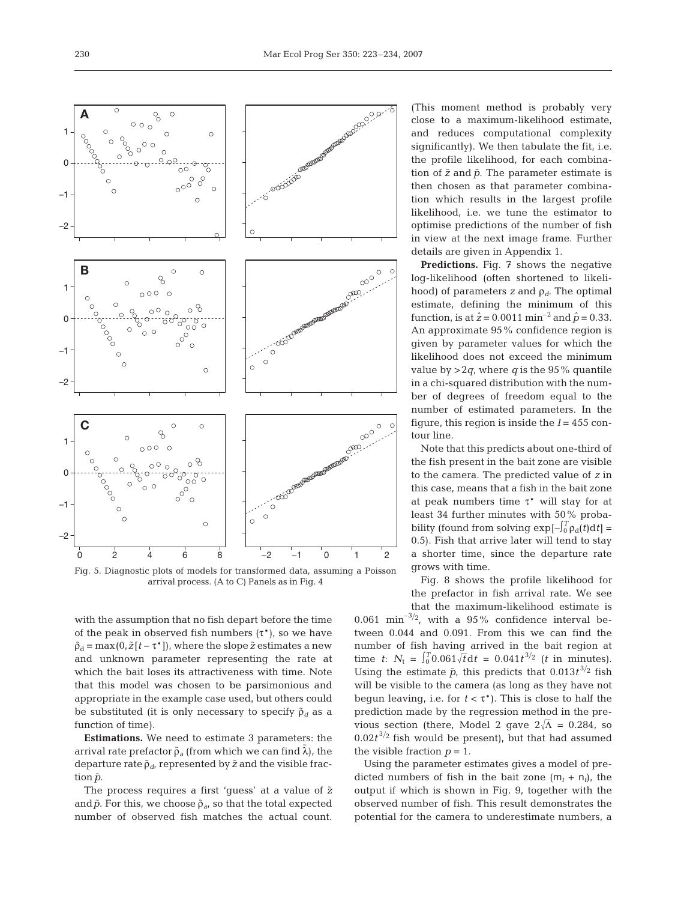Fig. 5. Diagnostic plots of models for transformed data, assuming a Poisson arrival process. (A to C) Panels as in Fig. 4

with the assumption that no fish depart before the time of the peak in observed fish numbers ($\tau^*$), so we have $\tilde{\rho}_d = \max(0, \tilde{z}[t - \tau^*])$, where the slope $\tilde{z}$ estimates a new and unknown parameter representing the rate at which the bait loses its attractiveness with time. Note that this model was chosen to be parsimonious and appropriate in the example case used, but others could be substituted (it is only necessary to specify $\tilde{\rho}_d$ as a function of time).

**Estimations.** We need to estimate 3 parameters: the arrival rate prefactor $\tilde{\rho}_a$ (from which we can find $\tilde{\lambda}$), the departure rate $\tilde{\rho}_d$, represented by $\tilde{z}$ and the visible fraction $\tilde{p}$.

The process requires a first 'guess' at a value of $\tilde{z}$ and $\tilde{p}$. For this, we choose $\tilde{\rho}_a$, so that the total expected number of observed fish matches the actual count. (This moment method is probably very close to a maximum-likelihood estimate, and reduces computational complexity significantly). We then tabulate the fit, i.e. the profile likelihood, for each combination of $\tilde{z}$ and $\tilde{p}$. The parameter estimate is then chosen as that parameter combination which results in the largest profile likelihood, i.e. we tune the estimator to optimise predictions of the number of fish in view at the next image frame. Further details are given in Appendix 1.

**Predictions.** Fig. 7 shows the negative log-likelihood (often shortened to likelihood) of parameters $z$ and $\rho_d$. The optimal estimate, defining the minimum of this function, is at $\hat{z} = 0.0011$ min$^{-2}$ and $\hat{p} = 0.33$. An approximate 95% confidence region is given by parameter values for which the likelihood does not exceed the minimum value by $>2q$, where $q$ is the 95% quantile in a chi-squared distribution with the number of degrees of freedom equal to the number of estimated parameters. In the figure, this region is inside the $l = 455$ contour line.

Note that this predicts about one-third of the fish present in the bait zone are visible to the camera. The predicted value of $z$ in this case, means that a fish in the bait zone at peak numbers time $\tau^*$ will stay for at least 34 further minutes with 50% probability (found from solving $\exp[-\int_0^T \rho_d(t)dt] = 0.5$). Fish that arrive later will tend to stay a shorter time, since the departure rate grows with time.

Fig. 8 shows the profile likelihood for the prefactor in fish arrival rate. We see that the maximum-likelihood estimate is 0.061 min$^{-3/2}$, with a 95% confidence interval between 0.044 and 0.091. From this we can find the number of fish having arrived in the bait region at time $t$: $N_t = \int_0^T 0.061\sqrt{t}\,dt = 0.041t^{3/2}$ ($t$ in minutes). Using the estimate $\tilde{p}$, this predicts that $0.013t^{3/2}$ fish will be visible to the camera (as long as they have not begun leaving, i.e. for $t < \tau^*$). This is close to half the prediction made by the regression method in the previous section (there, Model 2 gave $2\sqrt{\Lambda} = 0.284$, so $0.02t^{3/2}$ fish would be present), but that had assumed the visible fraction $p = 1$.

Using the parameter estimates gives a model of predicted numbers of fish in the bait zone ($m_t + n_t$), the output if which is shown in Fig. 9, together with the observed number of fish. This result demonstrates the potential for the camera to underestimate numbers, a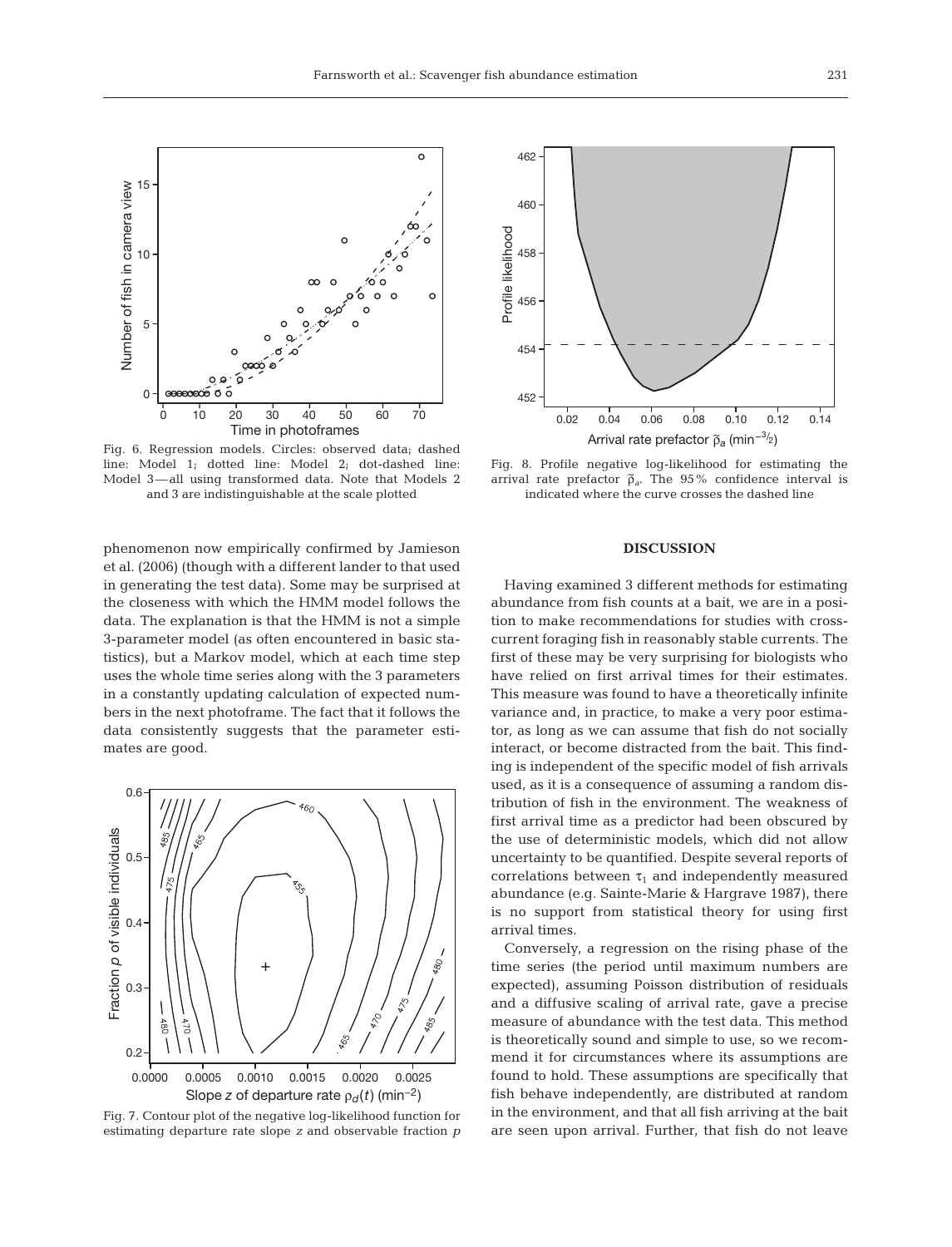Number of fish in camera view

15

10

5

0

0 10 20 30 40 50 60 70

Time in photoframes

Fig. 6. Regression models. Circles: observed data; dashed line: Model 1; dotted line: Model 2; dot-dashed line: Model 3—all using transformed data. Note that Models 2 and 3 are indistinguishable at the scale plotted

Profile likelihood

462

460

458

456

454

452

0.02 0.04 0.06 0.08 0.10 0.12 0.14

Arrival rate prefactor $\tilde{\rho}_a$ (min$^{-3/2}$)

Fig. 8. Profile negative log-likelihood for estimating the arrival rate prefactor $\tilde{\rho}_a$. The 95% confidence interval is indicated where the curve crosses the dashed line

phenomenon now empirically confirmed by Jamieson et al. (2006) (though with a different lander to that used in generating the test data). Some may be surprised at the closeness with which the HMM model follows the data. The explanation is that the HMM is not a simple 3-parameter model (as often encountered in basic statistics), but a Markov model, which at each time step uses the whole time series along with the 3 parameters in a constantly updating calculation of expected numbers in the next photoframe. The fact that it follows the data consistently suggests that the parameter estimates are good.

Fraction $p$ of visible individuals

0.6

0.5

0.4

0.3

0.2

0.0000 0.0005 0.0010 0.0015 0.0020 0.0025

Slope $z$ of departure rate $\rho_d(t)$ (min$^{-2}$)

485 465 475 460 455 480 470 465 470 475 480 485

Fig. 7. Contour plot of the negative log-likelihood function for estimating departure rate slope $z$ and observable fraction $p$

## DISCUSSION

Having examined 3 different methods for estimating abundance from fish counts at a bait, we are in a position to make recommendations for studies with cross-current foraging fish in reasonably stable currents. The first of these may be very surprising for biologists who have relied on first arrival times for their estimates. This measure was found to have a theoretically infinite variance and, in practice, to make a very poor estimator, as long as we can assume that fish do not socially interact, or become distracted from the bait. This finding is independent of the specific model of fish arrivals used, as it is a consequence of assuming a random distribution of fish in the environment. The weakness of first arrival time as a predictor had been obscured by the use of deterministic models, which did not allow uncertainty to be quantified. Despite several reports of correlations between $\tau_1$ and independently measured abundance (e.g. Sainte-Marie & Hargrave 1987), there is no support from statistical theory for using first arrival times.

Conversely, a regression on the rising phase of the time series (the period until maximum numbers are expected), assuming Poisson distribution of residuals and a diffusive scaling of arrival rate, gave a precise measure of abundance with the test data. This method is theoretically sound and simple to use, so we recommend it for circumstances where its assumptions are found to hold. These assumptions are specifically that fish behave independently, are distributed at random in the environment, and that all fish arriving at the bait are seen upon arrival. Further, that fish do not leave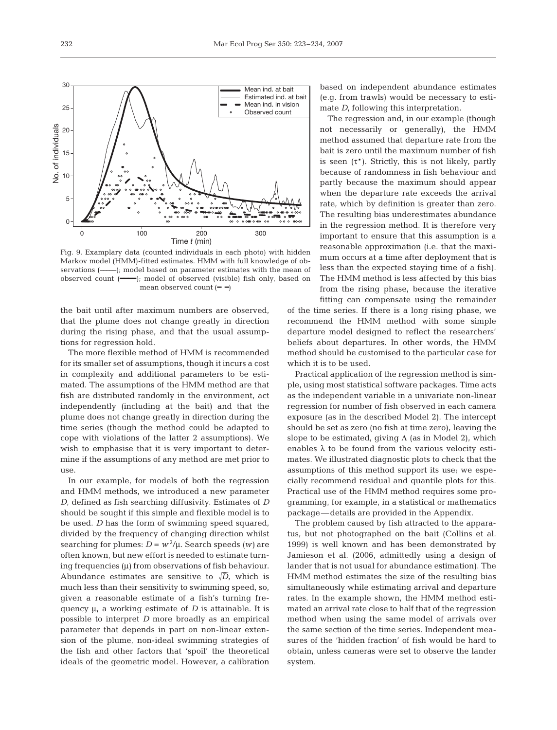30
25
20
15
10
5
0
No. of individuals
0
100
200
300
Time $t$ (min)
Mean ind. at bait
Estimated ind. at bait
Mean ind. in vision
Observed count

Fig. 9. Examplary data (counted individuals in each photo) with hidden Markov model (HMM)-fitted estimates. HMM with full knowledge of observations (——); model based on parameter estimates with the mean of observed count (——); model of observed (visible) fish only, based on mean observed count (– –)

the bait until after maximum numbers are observed, that the plume does not change greatly in direction during the rising phase, and that the usual assumptions for regression hold.

The more flexible method of HMM is recommended for its smaller set of assumptions, though it incurs a cost in complexity and additional parameters to be estimated. The assumptions of the HMM method are that fish are distributed randomly in the environment, act independently (including at the bait) and that the plume does not change greatly in direction during the time series (though the method could be adapted to cope with violations of the latter 2 assumptions). We wish to emphasise that it is very important to determine if the assumptions of any method are met prior to use.

In our example, for models of both the regression and HMM methods, we introduced a new parameter $D$, defined as fish searching diffusivity. Estimates of $D$ should be sought if this simple and flexible model is to be used. $D$ has the form of swimming speed squared, divided by the frequency of changing direction whilst searching for plumes: $D = w^2/\mu$. Search speeds ($w$) are often known, but new effort is needed to estimate turning frequencies ($\mu$) from observations of fish behaviour. Abundance estimates are sensitive to $\sqrt{D}$, which is much less than their sensitivity to swimming speed, so, given a reasonable estimate of a fish's turning frequency $\mu$, a working estimate of $D$ is attainable. It is possible to interpret $D$ more broadly as an empirical parameter that depends in part on non-linear extension of the plume, non-ideal swimming strategies of the fish and other factors that 'spoil' the theoretical ideals of the geometric model. However, a calibration based on independent abundance estimates (e.g. from trawls) would be necessary to estimate $D$, following this interpretation.

The regression and, in our example (though not necessarily or generally), the HMM method assumed that departure rate from the bait is zero until the maximum number of fish is seen ($\tau^*$). Strictly, this is not likely, partly because of randomness in fish behaviour and partly because the maximum should appear when the departure rate exceeds the arrival rate, which by definition is greater than zero. The resulting bias underestimates abundance in the regression method. It is therefore very important to ensure that this assumption is a reasonable approximation (i.e. that the maximum occurs at a time after deployment that is less than the expected staying time of a fish). The HMM method is less affected by this bias from the rising phase, because the iterative fitting can compensate using the remainder of the time series. If there is a long rising phase, we recommend the HMM method with some simple departure model designed to reflect the researchers' beliefs about departures. In other words, the HMM method should be customised to the particular case for which it is to be used.

Practical application of the regression method is simple, using most statistical software packages. Time acts as the independent variable in a univariate non-linear regression for number of fish observed in each camera exposure (as in the described Model 2). The intercept should be set as zero (no fish at time zero), leaving the slope to be estimated, giving $\Lambda$ (as in Model 2), which enables $\lambda$ to be found from the various velocity estimates. We illustrated diagnostic plots to check that the assumptions of this method support its use; we especially recommend residual and quantile plots for this. Practical use of the HMM method requires some programming, for example, in a statistical or mathematics package—details are provided in the Appendix.

The problem caused by fish attracted to the apparatus, but not photographed on the bait (Collins et al. 1999) is well known and has been demonstrated by Jamieson et al. (2006, admittedly using a design of lander that is not usual for abundance estimation). The HMM method estimates the size of the resulting bias simultaneously while estimating arrival and departure rates. In the example shown, the HMM method estimated an arrival rate close to half that of the regression method when using the same model of arrivals over the same section of the time series. Independent measures of the 'hidden fraction' of fish would be hard to obtain, unless cameras were set to observe the lander system.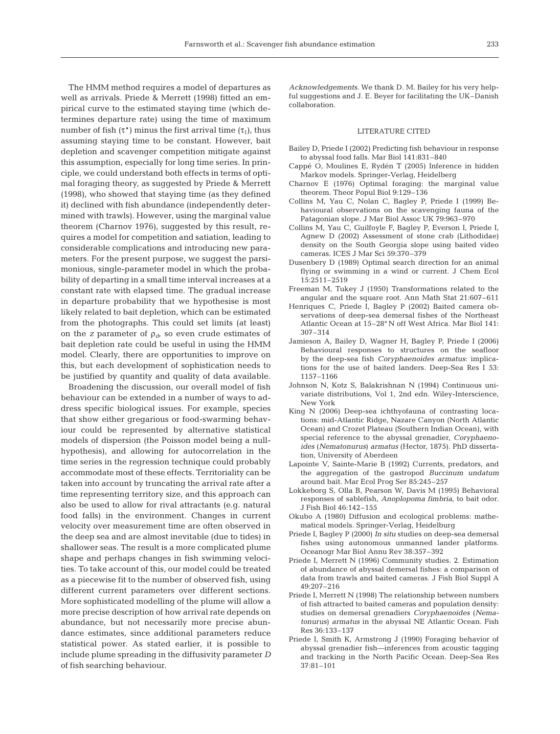The HMM method requires a model of departures as well as arrivals. Priede & Merrett (1998) fitted an empirical curve to the estimated staying time (which determines departure rate) using the time of maximum number of fish ($\tau^*$) minus the first arrival time ($\tau_1$), thus assuming staying time to be constant. However, bait depletion and scavenger competition mitigate against this assumption, especially for long time series. In principle, we could understand both effects in terms of optimal foraging theory, as suggested by Priede & Merrett (1998), who showed that staying time (as they defined it) declined with fish abundance (independently determined with trawls). However, using the marginal value theorem (Charnov 1976), suggested by this result, requires a model for competition and satiation, leading to considerable complications and introducing new parameters. For the present purpose, we suggest the parsimonious, single-parameter model in which the probability of departing in a small time interval increases at a constant rate with elapsed time. The gradual increase in departure probability that we hypothesise is most likely related to bait depletion, which can be estimated from the photographs. This could set limits (at least) on the $z$ parameter of $\rho_d$, so even crude estimates of bait depletion rate could be useful in using the HMM model. Clearly, there are opportunities to improve on this, but each development of sophistication needs to be justified by quantity and quality of data available.

Broadening the discussion, our overall model of fish behaviour can be extended in a number of ways to address specific biological issues. For example, species that show either gregarious or food-swarming behaviour could be represented by alternative statistical models of dispersion (the Poisson model being a null-hypothesis), and allowing for autocorrelation in the time series in the regression technique could probably accommodate most of these effects. Territoriality can be taken into account by truncating the arrival rate after a time representing territory size, and this approach can also be used to allow for rival attractants (e.g. natural food falls) in the environment. Changes in current velocity over measurement time are often observed in the deep sea and are almost inevitable (due to tides) in shallower seas. The result is a more complicated plume shape and perhaps changes in fish swimming velocities. To take account of this, our model could be treated as a piecewise fit to the number of observed fish, using different current parameters over different sections. More sophisticated modelling of the plume will allow a more precise description of how arrival rate depends on abundance, but not necessarily more precise abundance estimates, since additional parameters reduce statistical power. As stated earlier, it is possible to include plume spreading in the diffusivity parameter $D$ of fish searching behaviour.

*Acknowledgements*. We thank D. M. Bailey for his very helpful suggestions and J. E. Beyer for facilitating the UK–Danish collaboration.

## LITERATURE CITED

- Bailey D, Priede I (2002) Predicting fish behaviour in response to abyssal food falls. Mar Biol 141:831–840
- Cappé O, Moulines E, Rydén T (2005) Inference in hidden Markov models. Springer-Verlag, Heidelberg
- Charnov E (1976) Optimal foraging: the marginal value theorem. Theor Popul Biol 9:129–136
- Collins M, Yau C, Nolan C, Bagley P, Priede I (1999) Behavioural observations on the scavenging fauna of the Patagonian slope. J Mar Biol Assoc UK 79:963–970
- Collins M, Yau C, Guilfoyle F, Bagley P, Everson I, Priede I, Agnew D (2002) Assessment of stone crab (Lithodidae) density on the South Georgia slope using baited video cameras. ICES J Mar Sci 59:370–379
- Dusenbery D (1989) Optimal search direction for an animal flying or swimming in a wind or current. J Chem Ecol 15:2511–2519
- Freeman M, Tukey J (1950) Transformations related to the angular and the square root. Ann Math Stat 21:607–611
- Henriques C, Priede I, Bagley P (2002) Baited camera observations of deep-sea demersal fishes of the Northeast Atlantic Ocean at 15–28° N off West Africa. Mar Biol 141: 307–314
- Jamieson A, Bailey D, Wagner H, Bagley P, Priede I (2006) Behavioural responses to structures on the seafloor by the deep-sea fish *Coryphaenoides armatus*: implications for the use of baited landers. Deep-Sea Res I 53: 1157–1166
- Johnson N, Kotz S, Balakrishnan N (1994) Continuous univariate distributions, Vol 1, 2nd edn. Wiley-Interscience, New York
- King N (2006) Deep-sea ichthyofauna of contrasting locations: mid-Atlantic Ridge, Nazare Canyon (North Atlantic Ocean) and Crozet Plateau (Southern Indian Ocean), with special reference to the abyssal grenadier, *Coryphaenoides* (*Nematonurus*) *armatus* (Hector, 1875). PhD dissertation, University of Aberdeen
- Lapointe V, Sainte-Marie B (1992) Currents, predators, and the aggregation of the gastropod *Buccinum undatum* around bait. Mar Ecol Prog Ser 85:245–257
- Lokkeborg S, Olla B, Pearson W, Davis M (1995) Behavioral responses of sablefish, *Anoplopoma fimbria*, to bait odor. J Fish Biol 46:142–155
- Okubo A (1980) Diffusion and ecological problems: mathematical models. Springer-Verlag, Heidelberg
- Priede I, Bagley P (2000) *In situ* studies on deep-sea demersal fishes using autonomous unmanned lander platforms. Oceanogr Mar Biol Annu Rev 38:357–392
- Priede I, Merrett N (1996) Community studies. 2. Estimation of abundance of abyssal demersal fishes: a comparison of data from trawls and baited cameras. J Fish Biol Suppl A 49:207–216
- Priede I, Merrett N (1998) The relationship between numbers of fish attracted to baited cameras and population density: studies on demersal grenadiers *Coryphaenoides* (*Nematonurus*) *armatus* in the abyssal NE Atlantic Ocean. Fish Res 36:133–137
- Priede I, Smith K, Armstrong J (1990) Foraging behavior of abyssal grenadier fish—inferences from acoustic tagging and tracking in the North Pacific Ocean. Deep-Sea Res 37:81–101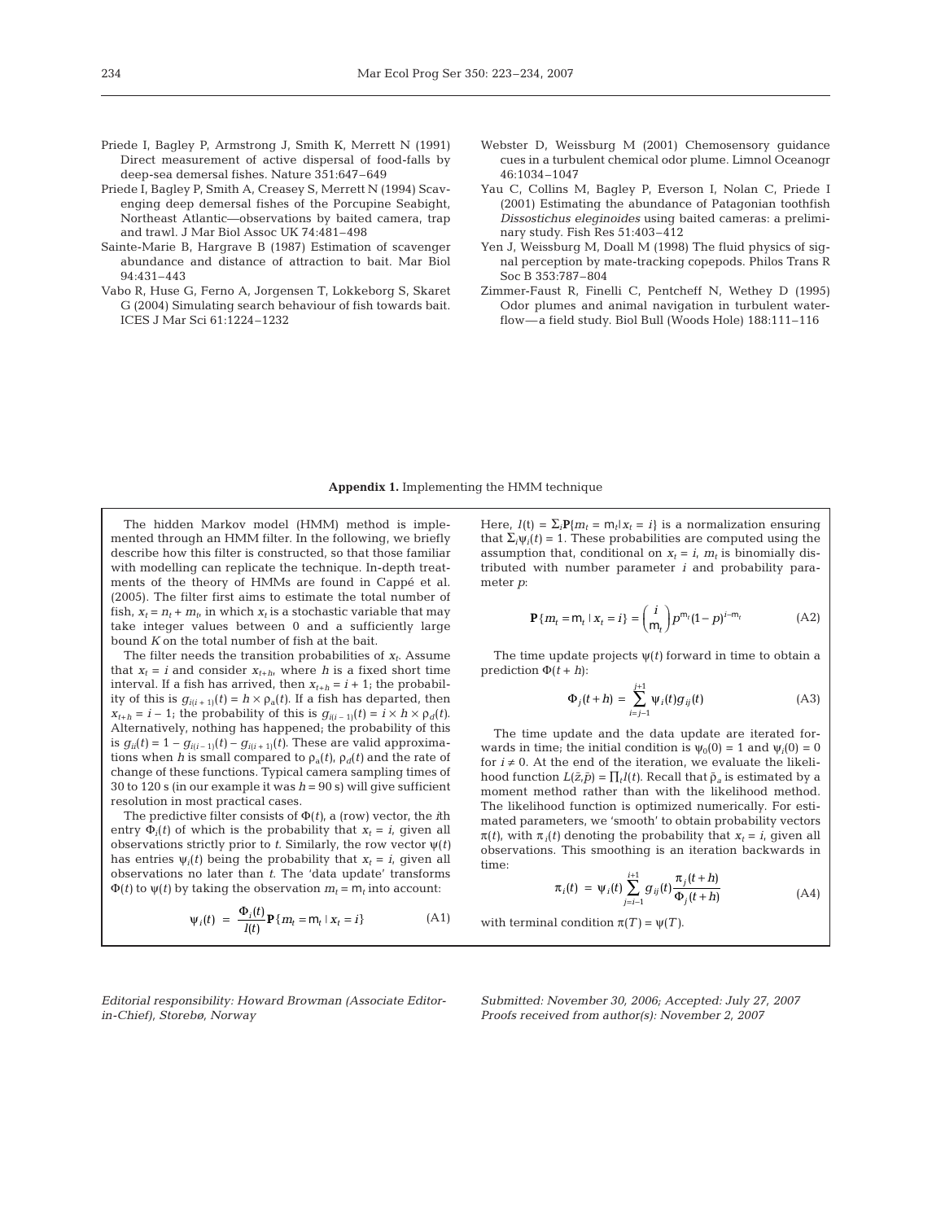Priede I, Bagley P, Armstrong J, Smith K, Merrett N (1991) Direct measurement of active dispersal of food-falls by deep-sea demersal fishes. Nature 351:647–649

Priede I, Bagley P, Smith A, Creasey S, Merrett N (1994) Scavenging deep demersal fishes of the Porcupine Seabight, Northeast Atlantic—observations by baited camera, trap and trawl. J Mar Biol Assoc UK 74:481–498

Sainte-Marie B, Hargrave B (1987) Estimation of scavenger abundance and distance of attraction to bait. Mar Biol 94:431–443

Vabo R, Huse G, Ferno A, Jorgensen T, Lokkeborg S, Skaret G (2004) Simulating search behaviour of fish towards bait. ICES J Mar Sci 61:1224–1232

Webster D, Weissburg M (2001) Chemosensory guidance cues in a turbulent chemical odor plume. Limnol Oceanogr 46:1034–1047

Yau C, Collins M, Bagley P, Everson I, Nolan C, Priede I (2001) Estimating the abundance of Patagonian toothfish *Dissostichus eleginoides* using baited cameras: a preliminary study. Fish Res 51:403–412

Yen J, Weissburg M, Doall M (1998) The fluid physics of signal perception by mate-tracking copepods. Philos Trans R Soc B 353:787–804

Zimmer-Faust R, Finelli C, Pentcheff N, Wethey D (1995) Odor plumes and animal navigation in turbulent waterflow—a field study. Biol Bull (Woods Hole) 188:111–116

**Appendix 1.** Implementing the HMM technique

The hidden Markov model (HMM) method is implemented through an HMM filter. In the following, we briefly describe how this filter is constructed, so that those familiar with modelling can replicate the technique. In-depth treatments of the theory of HMMs are found in Cappé et al. (2005). The filter first aims to estimate the total number of fish, $x_t = n_t + m_t$, in which $x_t$ is a stochastic variable that may take integer values between 0 and a sufficiently large bound $K$ on the total number of fish at the bait.

The filter needs the transition probabilities of $x_t$. Assume that $x_t = i$ and consider $x_{t+h}$, where $h$ is a fixed short time interval. If a fish has arrived, then $x_{t+h} = i + 1$; the probability of this is $g_{i(i+1)}(t) = h \times \rho_a(t)$. If a fish has departed, then $x_{t+h} = i - 1$; the probability of this is $g_{i(i-1)}(t) = i \times h \times \rho_d(t)$. Alternatively, nothing has happened; the probability of this is $g_{ii}(t) = 1 - g_{i(i-1)}(t) - g_{i(i+1)}(t)$. These are valid approximations when $h$ is small compared to $\rho_a(t)$, $\rho_d(t)$ and the rate of change of these functions. Typical camera sampling times of 30 to 120 s (in our example it was $h = 90$ s) will give sufficient resolution in most practical cases.

The predictive filter consists of $\Phi(t)$, a (row) vector, the $i$th entry $\Phi_i(t)$ of which is the probability that $x_t = i$, given all observations strictly prior to $t$. Similarly, the row vector $\psi(t)$ has entries $\psi_i(t)$ being the probability that $x_t = i$, given all observations no later than $t$. The 'data update' transforms $\Phi(t)$ to $\psi(t)$ by taking the observation $m_t = \mathsf{m}_t$ into account:

$$\psi_i(t) = \frac{\Phi_i(t)}{l(t)} \mathbf{P}\{m_t = \mathsf{m}_t \mid x_t = i\} \tag{A1}$$

Here, $l(t) = \Sigma_i \mathbf{P}\{m_t = \mathsf{m}_t \mid x_t = i\}$ is a normalization ensuring that $\Sigma_i \psi_i(t) = 1$. These probabilities are computed using the assumption that, conditional on $x_t = i$, $m_t$ is binomially distributed with number parameter $i$ and probability parameter $p$:

$$\mathbf{P}\{m_t = \mathsf{m}_t \mid x_t = i\} = \binom{i}{\mathsf{m}_t} p^{\mathsf{m}_t}(1-p)^{i-\mathsf{m}_t} \tag{A2}$$

The time update projects $\psi(t)$ forward in time to obtain a prediction $\Phi(t + h)$:

$$\Phi_j(t+h) = \sum_{i=j-1}^{j+1} \psi_i(t) g_{ij}(t) \tag{A3}$$

The time update and the data update are iterated forwards in time; the initial condition is $\psi_0(0) = 1$ and $\psi_i(0) = 0$ for $i \neq 0$. At the end of the iteration, we evaluate the likelihood function $L(\bar{z}, \bar{p}) = \prod_t l(t)$. Recall that $\bar{\rho}_a$ is estimated by a moment method rather than with the likelihood method. The likelihood function is optimized numerically. For estimated parameters, we 'smooth' to obtain probability vectors $\pi(t)$, with $\pi_i(t)$ denoting the probability that $x_t = i$, given all observations. This smoothing is an iteration backwards in time:

$$\pi_i(t) = \psi_i(t) \sum_{j=i-1}^{i+1} g_{ij}(t) \frac{\pi_j(t+h)}{\Phi_j(t+h)} \tag{A4}$$

with terminal condition $\pi(T) = \psi(T)$.

*Editorial responsibility: Howard Browman (Associate Editor-in-Chief), Storebø, Norway*

*Submitted: November 30, 2006; Accepted: July 27, 2007*
*Proofs received from author(s): November 2, 2007*